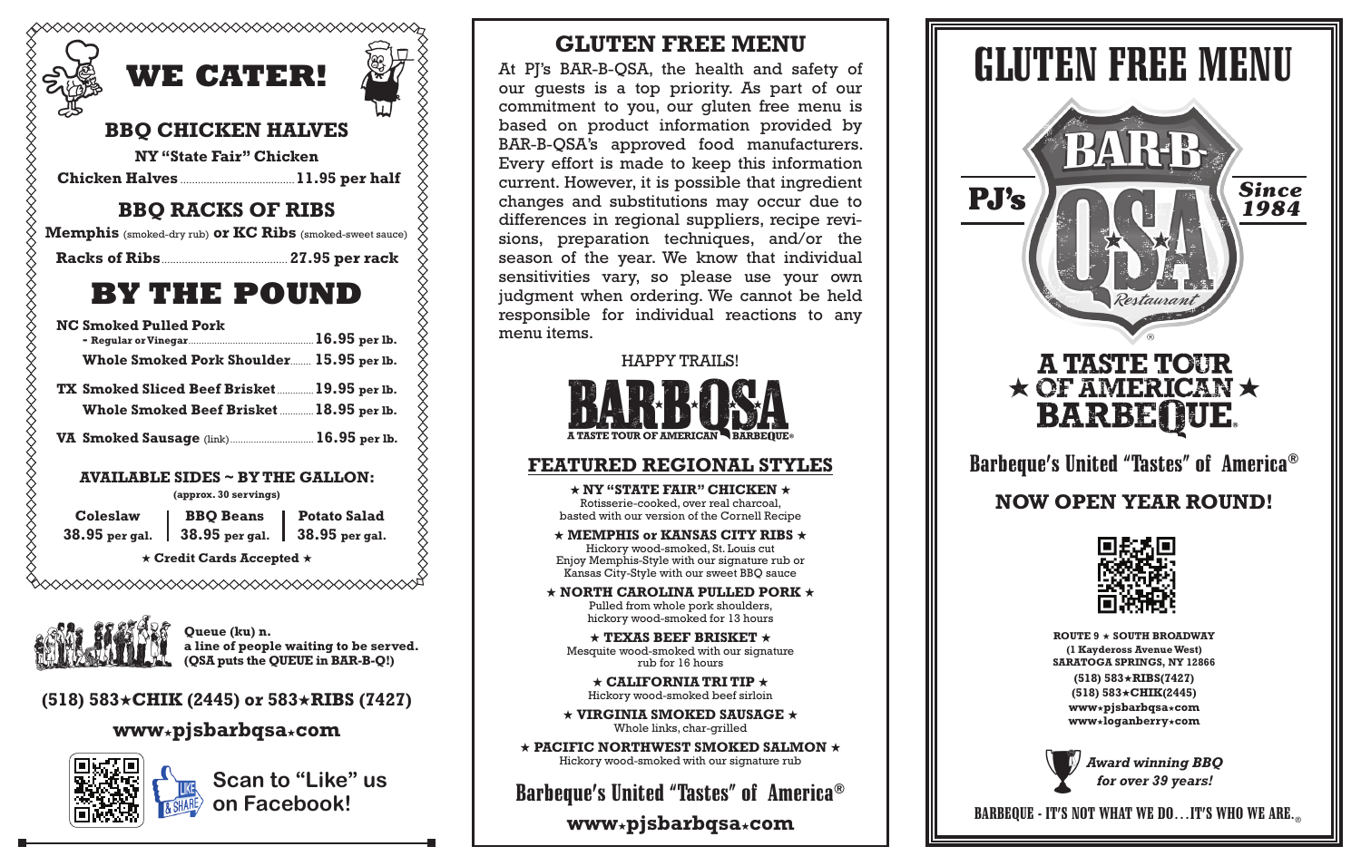# WE CATER!

## BBQ CHICKEN HALVES

**NY "State Fair" Chicken**

**Chicken Halves** ........ **11.95 per half**

## BBQ RACKS OF RIBS

**Memphis** (smoked-dry rub) **or KC Ribs** (smoked-sweet sauce)

**Racks of Ribs** ........ **27.95 per rack**

# BY THE POUND

**NC Smoked Pulled Pork**
- Regular or Vinegar ........ **16.95 per lb.**

**Whole Smoked Pork Shoulder** ........ **15.95 per lb.**

**TX Smoked Sliced Beef Brisket** ........ **19.95 per lb.**

**Whole Smoked Beef Brisket** ........ **18.95 per lb.**

**VA Smoked Sausage** (link) ........ **16.95 per lb.**

### AVAILABLE SIDES ~ BY THE GALLON:

(approx. 30 servings)

| Coleslaw | BBQ Beans | Potato Salad |
|---|---|---|
| 38.95 per gal. | 38.95 per gal. | 38.95 per gal. |

★ Credit Cards Accepted ★

**Queue (ku) n.**
**a line of people waiting to be served.**
**(QSA puts the QUEUE in BAR-B-Q!)**

**(518) 583★CHIK (2445) or 583★RIBS (7427)**

**www★pjsbarbqsa★com**

Scan to "Like" us on Facebook!

# GLUTEN FREE MENU

At PJ's BAR-B-QSA, the health and safety of our guests is a top priority. As part of our commitment to you, our gluten free menu is based on product information provided by BAR-B-QSA's approved food manufacturers. Every effort is made to keep this information current. However, it is possible that ingredient changes and substitutions may occur due to differences in regional suppliers, recipe revisions, preparation techniques, and/or the season of the year. We know that individual sensitivities vary, so please use your own judgment when ordering. We cannot be held responsible for individual reactions to any menu items.

HAPPY TRAILS!

BAR-B-QSA
A TASTE TOUR OF AMERICAN BARBEQUE®

## FEATURED REGIONAL STYLES

**★ NY "STATE FAIR" CHICKEN ★**
Rotisserie-cooked, over real charcoal, basted with our version of the Cornell Recipe

**★ MEMPHIS or KANSAS CITY RIBS ★**
Hickory wood-smoked, St. Louis cut
Enjoy Memphis-Style with our signature rub or Kansas City-Style with our sweet BBQ sauce

**★ NORTH CAROLINA PULLED PORK ★**
Pulled from whole pork shoulders, hickory wood-smoked for 13 hours

**★ TEXAS BEEF BRISKET ★**
Mesquite wood-smoked with our signature rub for 16 hours

**★ CALIFORNIA TRI TIP ★**
Hickory wood-smoked beef sirloin

**★ VIRGINIA SMOKED SAUSAGE ★**
Whole links, char-grilled

**★ PACIFIC NORTHWEST SMOKED SALMON ★**
Hickory wood-smoked with our signature rub

**Barbeque's United "Tastes" of America®**

**www★pjsbarbqsa★com**

# GLUTEN FREE MENU

PJ's BAR-B-QSA Restaurant®
Since 1984

## A TASTE TOUR ★ OF AMERICAN ★ BARBEQUE®

**Barbeque's United "Tastes" of America®**

## NOW OPEN YEAR ROUND!

**ROUTE 9 ★ SOUTH BROADWAY**
**(1 Kaydeross Avenue West)**
**SARATOGA SPRINGS, NY 12866**
**(518) 583★RIBS(7427)**
**(518) 583★CHIK(2445)**
**www★pjsbarbqsa★com**
**www★loganberry★com**

***Award winning BBQ for over 39 years!***

**BARBEQUE - IT'S NOT WHAT WE DO…IT'S WHO WE ARE.®**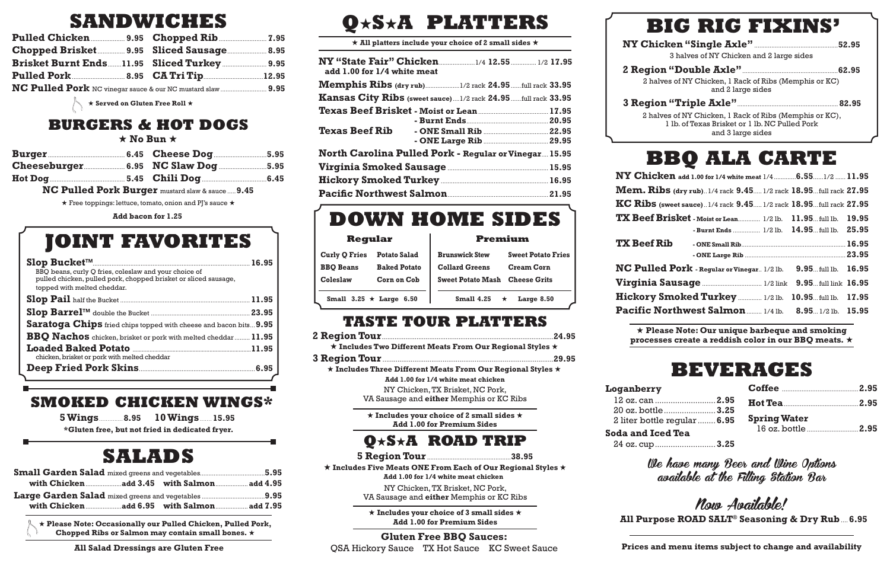# SANDWICHES

| | | | |
|---|---|---|---|
| **Pulled Chicken** | 9.95 | **Chopped Rib** | 7.95 |
| **Chopped Brisket** | 9.95 | **Sliced Sausage** | 8.95 |
| **Brisket Burnt Ends** | 11.95 | **Sliced Turkey** | 9.95 |
| **Pulled Pork** | 8.95 | **CA Tri Tip** | 12.95 |

**NC Pulled Pork** NC vinegar sauce & our NC mustard slaw ... 9.95

★ Served on Gluten Free Roll ★

## BURGERS & HOT DOGS

★ No Bun ★

| | | | |
|---|---|---|---|
| **Burger** | 6.45 | **Cheese Dog** | 5.95 |
| **Cheeseburger** | 6.95 | **NC Slaw Dog** | 5.95 |
| **Hot Dog** | 5.45 | **Chili Dog** | 6.45 |

**NC Pulled Pork Burger** mustard slaw & sauce ... 9.45

★ Free toppings: lettuce, tomato, onion and PJ's sauce ★

**Add bacon for 1.25**

# JOINT FAVORITES

**Slop Bucket™** ... 16.95
BBQ beans, curly Q fries, coleslaw and your choice of pulled chicken, pulled pork, chopped brisket or sliced sausage, topped with melted cheddar.

**Slop Pail** half the Bucket ... 11.95

**Slop Barrel™** double the Bucket ... 23.95

**Saratoga Chips** fried chips topped with cheese and bacon bits ... 9.95

**BBQ Nachos** chicken, brisket or pork with melted cheddar ... 11.95

**Loaded Baked Potato** ... 11.95
chicken, brisket or pork with melted cheddar

**Deep Fried Pork Skins** ... 6.95

# SMOKED CHICKEN WINGS*

**5 Wings** ... 8.95 **10 Wings** ... 15.95

***Gluten free, but not fried in dedicated fryer.**

# SALADS

**Small Garden Salad** mixed greens and vegetables ... 5.95
**with Chicken** ... add 3.45 **with Salmon** ... add 4.95

**Large Garden Salad** mixed greens and vegetables ... 9.95
**with Chicken** ... add 6.95 **with Salmon** ... add 7.95

★ **Please Note: Occasionally our Pulled Chicken, Pulled Pork, Chopped Ribs or Salmon may contain small bones.** ★

**All Salad Dressings are Gluten Free**

# Q★S★A PLATTERS

★ **All platters include your choice of 2 small sides** ★

**NY "State Fair" Chicken** ... 1/4 12.55 ... 1/2 17.95
**add 1.00 for 1/4 white meat**

**Memphis Ribs** (dry rub) ... 1/2 rack 24.95 ... full rack 33.95

**Kansas City Ribs** (sweet sauce) ... 1/2 rack 24.95 ... full rack 33.95

**Texas Beef Brisket** - Moist or Lean ... 17.95
- Burnt Ends ... 20.95

**Texas Beef Rib** - ONE Small Rib ... 22.95
- ONE Large Rib ... 29.95

**North Carolina Pulled Pork** - Regular or Vinegar ... 15.95

**Virginia Smoked Sausage** ... 15.95

**Hickory Smoked Turkey** ... 16.95

**Pacific Northwest Salmon** ... 21.95

# DOWN HOME SIDES

| Regular | | Premium | |
|---|---|---|---|
| Curly Q Fries | Potato Salad | Brunswick Stew | Sweet Potato Fries |
| BBQ Beans | Baked Potato | Collard Greens | Cream Corn |
| Coleslaw | Corn on Cob | Sweet Potato Mash | Cheese Grits |
| Small 3.25 ★ Large 6.50 | | Small 4.25 ★ Large 8.50 | |

# TASTE TOUR PLATTERS

**2 Region Tour** ... 24.95
★ **Includes Two Different Meats From Our Regional Styles** ★

**3 Region Tour** ... 29.95
★ **Includes Three Different Meats From Our Regional Styles** ★
**Add 1.00 for 1/4 white meat chicken**

NY Chicken, TX Brisket, NC Pork, VA Sausage and **either** Memphis or KC Ribs

★ **Includes your choice of 2 small sides** ★
**Add 1.00 for Premium Sides**

# Q★S★A ROAD TRIP

**5 Region Tour** ... 38.95
★ **Includes Five Meats ONE From Each of Our Regional Styles** ★
**Add 1.00 for 1/4 white meat chicken**

NY Chicken, TX Brisket, NC Pork, VA Sausage and **either** Memphis or KC Ribs

★ **Includes your choice of 3 small sides** ★
**Add 1.00 for Premium Sides**

**Gluten Free BBQ Sauces:**
QSA Hickory Sauce TX Hot Sauce KC Sweet Sauce

# BIG RIG FIXINS'

**NY Chicken "Single Axle"** ... 52.95
3 halves of NY Chicken and 2 large sides

**2 Region "Double Axle"** ... 62.95
2 halves of NY Chicken, 1 Rack of Ribs (Memphis or KC) and 2 large sides

**3 Region "Triple Axle"** ... 82.95
2 halves of NY Chicken, 1 Rack of Ribs (Memphis or KC), 1 lb. of Texas Brisket or 1 lb. NC Pulled Pork and 3 large sides

# BBQ ALA CARTE

**NY Chicken** add 1.00 for 1/4 white meat 1/4 ... 6.55 ... 1/2 ... 11.95

**Mem. Ribs** (dry rub) .. 1/4 rack 9.45 ... 1/2 rack 18.95 ... full rack 27.95

**KC Ribs** (sweet sauce) .. 1/4 rack 9.45 ... 1/2 rack 18.95 ... full rack 27.95

**TX Beef Brisket** - Moist or Lean ... 1/2 lb. 11.95 ... full lb. 19.95
- Burnt Ends ... 1/2 lb. 14.95 ... full lb. 25.95

**TX Beef Rib** - ONE Small Rib ... 16.95
- ONE Large Rib ... 23.95

**NC Pulled Pork** - Regular or Vinegar .. 1/2 lb. 9.95 ... full lb. 16.95

**Virginia Sausage** ... 1/2 link 9.95 ... full link 16.95

**Hickory Smoked Turkey** ... 1/2 lb. 10.95 ... full lb. 17.95

**Pacific Northwest Salmon** ... 1/4 lb. 8.95 ... 1/2 lb. 15.95

★ **Please Note: Our unique barbeque and smoking processes create a reddish color in our BBQ meats.** ★

# BEVERAGES

**Loganberry**
12 oz. can ... 2.95
20 oz. bottle ... 3.25
2 liter bottle regular ... 6.95

**Soda and Iced Tea**
24 oz. cup ... 3.25

**Coffee** ... 2.95

**Hot Tea** ... 2.95

**Spring Water**
16 oz. bottle ... 2.95

*We have many Beer and Wine Options available at the Filling Station Bar*

*Now Available!*

**All Purpose ROAD SALT® Seasoning & Dry Rub** ... 6.95

**Prices and menu items subject to change and availability**